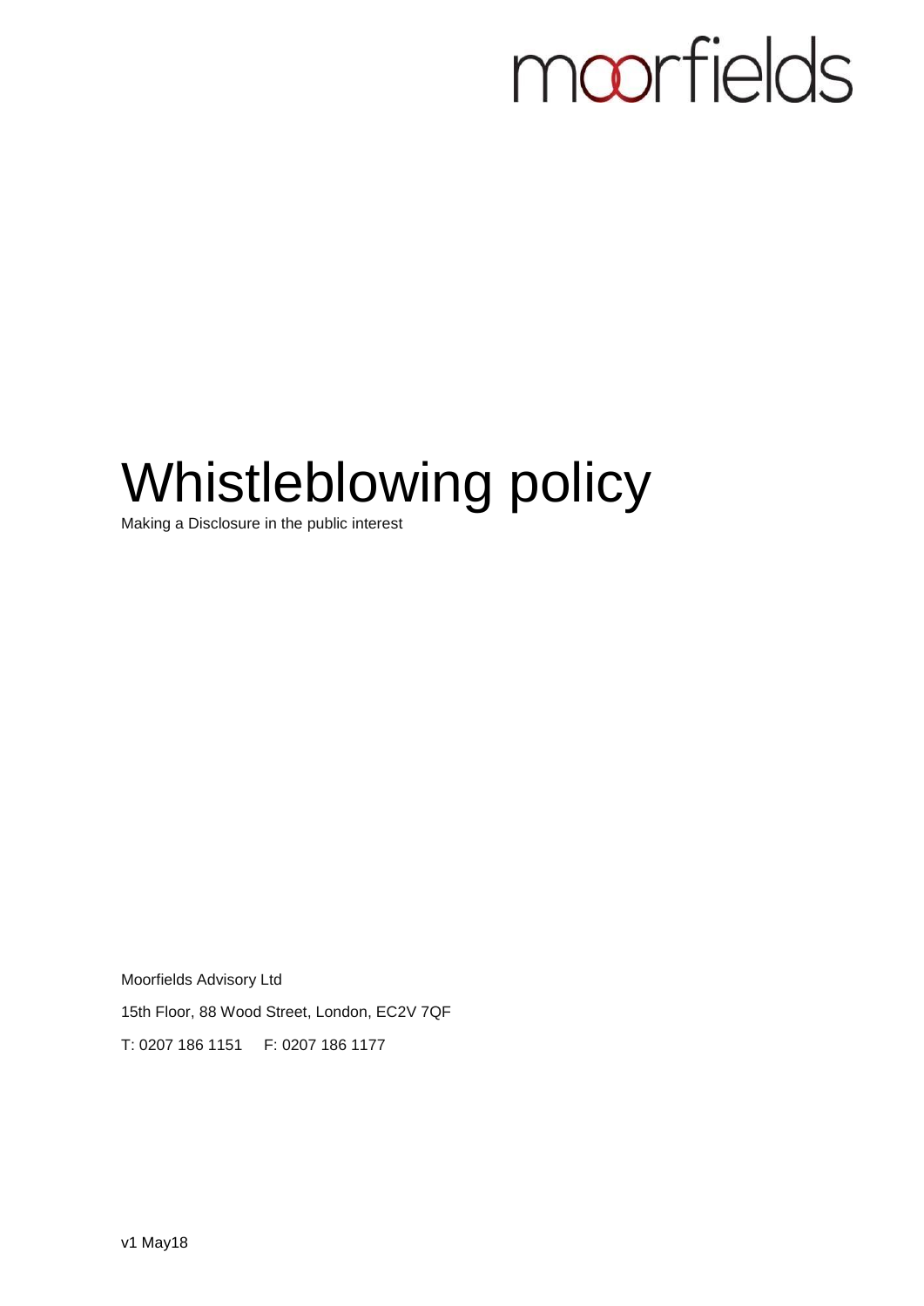moorfields

# Whistleblowing policy

Making a Disclosure in the public interest

Moorfields Advisory Ltd

15th Floor, 88 Wood Street, London, EC2V 7QF

T: 0207 186 1151 F: 0207 186 1177

v1 May18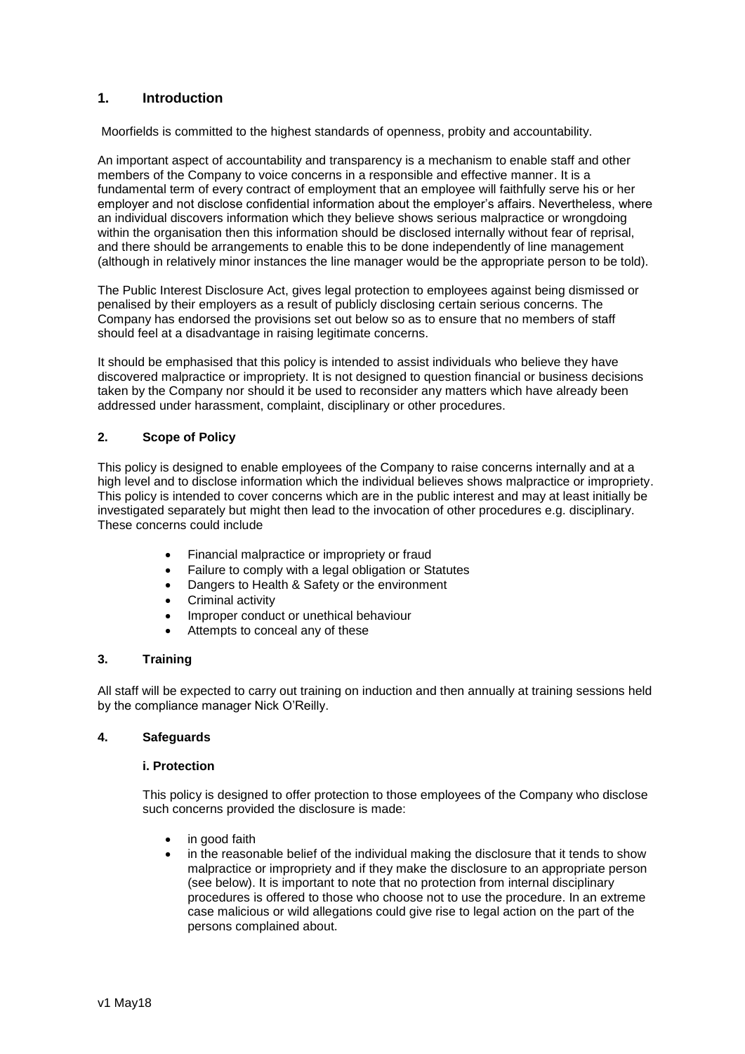## 1. Introduction

Moorfields is committed to the highest standards of openness, probity and accountability.

An important aspect of accountability and transparency is a mechanism to enable staff and other members of the Company to voice concerns in a responsible and effective manner. It is a fundamental term of every contract of employment that an employee will faithfully serve his or her employer and not disclose confidential information about the employer's affairs. Nevertheless, where an individual discovers information which they believe shows serious malpractice or wrongdoing within the organisation then this information should be disclosed internally without fear of reprisal, and there should be arrangements to enable this to be done independently of line management (although in relatively minor instances the line manager would be the appropriate person to be told).

The Public Interest Disclosure Act, gives legal protection to employees against being dismissed or penalised by their employers as a result of publicly disclosing certain serious concerns. The Company has endorsed the provisions set out below so as to ensure that no members of staff should feel at a disadvantage in raising legitimate concerns.

It should be emphasised that this policy is intended to assist individuals who believe they have discovered malpractice or impropriety. It is not designed to question financial or business decisions taken by the Company nor should it be used to reconsider any matters which have already been addressed under harassment, complaint, disciplinary or other procedures.

### 2. Scope of Policy

This policy is designed to enable employees of the Company to raise concerns internally and at a high level and to disclose information which the individual believes shows malpractice or impropriety. This policy is intended to cover concerns which are in the public interest and may at least initially be investigated separately but might then lead to the invocation of other procedures e.g. disciplinary. These concerns could include

- Financial malpractice or impropriety or fraud
- Failure to comply with a legal obligation or Statutes
- Dangers to Health & Safety or the environment
- Criminal activity
- Improper conduct or unethical behaviour
- Attempts to conceal any of these

### 3. Training

All staff will be expected to carry out training on induction and then annually at training sessions held by the compliance manager Nick O'Reilly.

### 4. Safeguards

#### i. Protection

This policy is designed to offer protection to those employees of the Company who disclose such concerns provided the disclosure is made:

- in good faith
- in the reasonable belief of the individual making the disclosure that it tends to show malpractice or impropriety and if they make the disclosure to an appropriate person (see below). It is important to note that no protection from internal disciplinary procedures is offered to those who choose not to use the procedure. In an extreme case malicious or wild allegations could give rise to legal action on the part of the persons complained about.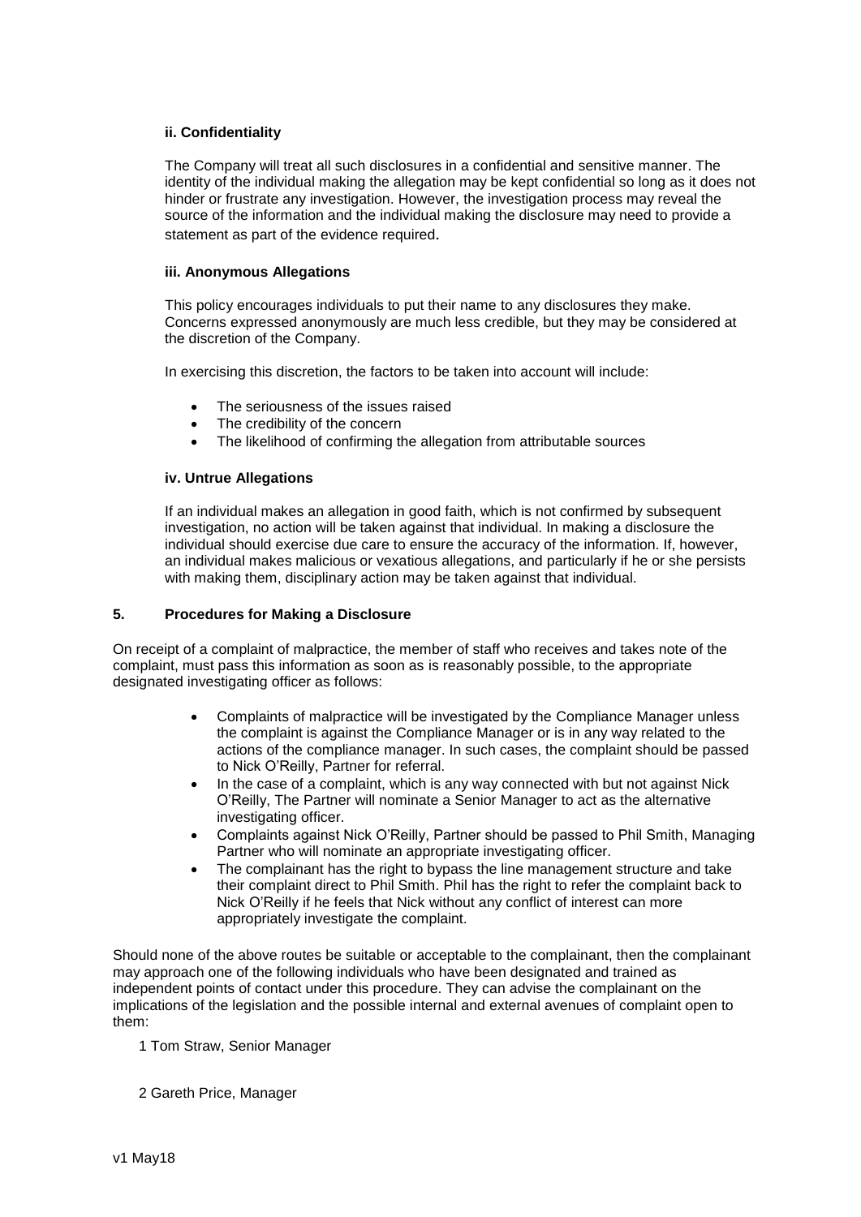#### ii. Confidentiality

The Company will treat all such disclosures in a confidential and sensitive manner. The identity of the individual making the allegation may be kept confidential so long as it does not hinder or frustrate any investigation. However, the investigation process may reveal the source of the information and the individual making the disclosure may need to provide a statement as part of the evidence required.

#### iii. Anonymous Allegations

This policy encourages individuals to put their name to any disclosures they make. Concerns expressed anonymously are much less credible, but they may be considered at the discretion of the Company.

In exercising this discretion, the factors to be taken into account will include:

- The seriousness of the issues raised
- The credibility of the concern
- The likelihood of confirming the allegation from attributable sources

#### iv. Untrue Allegations

If an individual makes an allegation in good faith, which is not confirmed by subsequent investigation, no action will be taken against that individual. In making a disclosure the individual should exercise due care to ensure the accuracy of the information. If, however, an individual makes malicious or vexatious allegations, and particularly if he or she persists with making them, disciplinary action may be taken against that individual.

### 5. Procedures for Making a Disclosure

On receipt of a complaint of malpractice, the member of staff who receives and takes note of the complaint, must pass this information as soon as is reasonably possible, to the appropriate designated investigating officer as follows:

- Complaints of malpractice will be investigated by the Compliance Manager unless the complaint is against the Compliance Manager or is in any way related to the actions of the compliance manager. In such cases, the complaint should be passed to Nick O'Reilly, Partner for referral.
- In the case of a complaint, which is any way connected with but not against Nick O'Reilly, The Partner will nominate a Senior Manager to act as the alternative investigating officer.
- Complaints against Nick O'Reilly, Partner should be passed to Phil Smith, Managing Partner who will nominate an appropriate investigating officer.
- The complainant has the right to bypass the line management structure and take their complaint direct to Phil Smith. Phil has the right to refer the complaint back to Nick O'Reilly if he feels that Nick without any conflict of interest can more appropriately investigate the complaint.

Should none of the above routes be suitable or acceptable to the complainant, then the complainant may approach one of the following individuals who have been designated and trained as independent points of contact under this procedure. They can advise the complainant on the implications of the legislation and the possible internal and external avenues of complaint open to them:

1 Tom Straw, Senior Manager

2 Gareth Price, Manager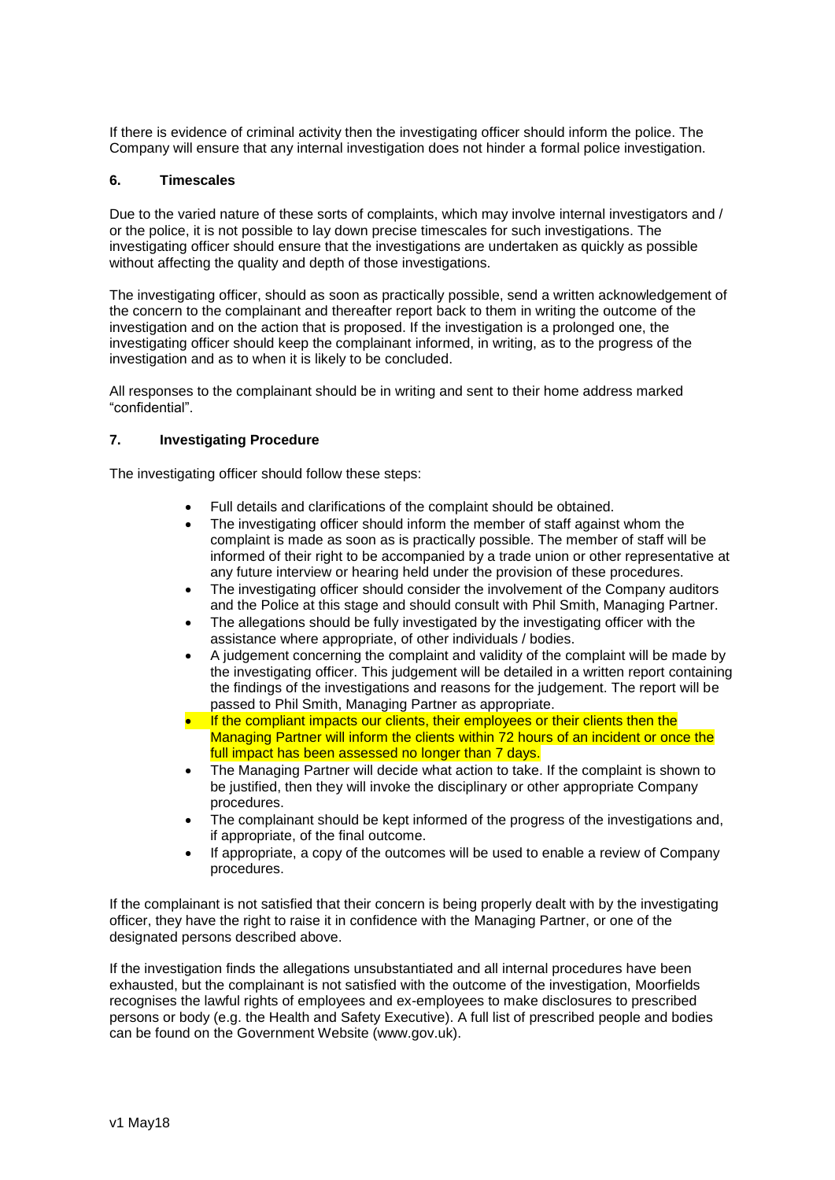If there is evidence of criminal activity then the investigating officer should inform the police. The Company will ensure that any internal investigation does not hinder a formal police investigation.

## 6. Timescales

Due to the varied nature of these sorts of complaints, which may involve internal investigators and / or the police, it is not possible to lay down precise timescales for such investigations. The investigating officer should ensure that the investigations are undertaken as quickly as possible without affecting the quality and depth of those investigations.

The investigating officer, should as soon as practically possible, send a written acknowledgement of the concern to the complainant and thereafter report back to them in writing the outcome of the investigation and on the action that is proposed. If the investigation is a prolonged one, the investigating officer should keep the complainant informed, in writing, as to the progress of the investigation and as to when it is likely to be concluded.

All responses to the complainant should be in writing and sent to their home address marked "confidential".

## 7. Investigating Procedure

The investigating officer should follow these steps:

- Full details and clarifications of the complaint should be obtained.
- The investigating officer should inform the member of staff against whom the complaint is made as soon as is practically possible. The member of staff will be informed of their right to be accompanied by a trade union or other representative at any future interview or hearing held under the provision of these procedures.
- The investigating officer should consider the involvement of the Company auditors and the Police at this stage and should consult with Phil Smith, Managing Partner.
- The allegations should be fully investigated by the investigating officer with the assistance where appropriate, of other individuals / bodies.
- A judgement concerning the complaint and validity of the complaint will be made by the investigating officer. This judgement will be detailed in a written report containing the findings of the investigations and reasons for the judgement. The report will be passed to Phil Smith, Managing Partner as appropriate.
- If the compliant impacts our clients, their employees or their clients then the Managing Partner will inform the clients within 72 hours of an incident or once the full impact has been assessed no longer than 7 days.
- The Managing Partner will decide what action to take. If the complaint is shown to be justified, then they will invoke the disciplinary or other appropriate Company procedures.
- The complainant should be kept informed of the progress of the investigations and, if appropriate, of the final outcome.
- If appropriate, a copy of the outcomes will be used to enable a review of Company procedures.

If the complainant is not satisfied that their concern is being properly dealt with by the investigating officer, they have the right to raise it in confidence with the Managing Partner, or one of the designated persons described above.

If the investigation finds the allegations unsubstantiated and all internal procedures have been exhausted, but the complainant is not satisfied with the outcome of the investigation, Moorfields recognises the lawful rights of employees and ex-employees to make disclosures to prescribed persons or body (e.g. the Health and Safety Executive). A full list of prescribed people and bodies can be found on the Government Website (www.gov.uk).